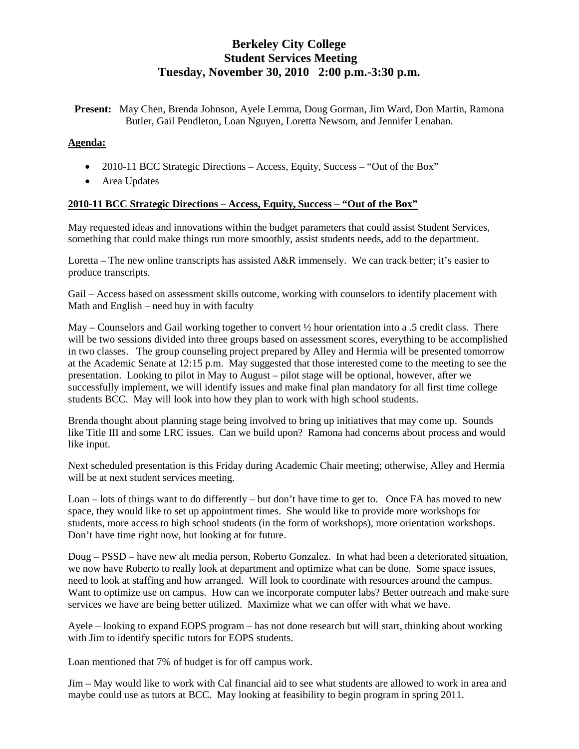# Berkeley City College
# Student Services Meeting
# Tuesday, November 30, 2010 2:00 p.m.-3:30 p.m.

**Present:** May Chen, Brenda Johnson, Ayele Lemma, Doug Gorman, Jim Ward, Don Martin, Ramona Butler, Gail Pendleton, Loan Nguyen, Loretta Newsom, and Jennifer Lenahan.

**Agenda:**

- 2010-11 BCC Strategic Directions – Access, Equity, Success – "Out of the Box"
- Area Updates

**2010-11 BCC Strategic Directions – Access, Equity, Success – "Out of the Box"**

May requested ideas and innovations within the budget parameters that could assist Student Services, something that could make things run more smoothly, assist students needs, add to the department.

Loretta – The new online transcripts has assisted A&R immensely. We can track better; it's easier to produce transcripts.

Gail – Access based on assessment skills outcome, working with counselors to identify placement with Math and English – need buy in with faculty

May – Counselors and Gail working together to convert ½ hour orientation into a .5 credit class. There will be two sessions divided into three groups based on assessment scores, everything to be accomplished in two classes. The group counseling project prepared by Alley and Hermia will be presented tomorrow at the Academic Senate at 12:15 p.m. May suggested that those interested come to the meeting to see the presentation. Looking to pilot in May to August – pilot stage will be optional, however, after we successfully implement, we will identify issues and make final plan mandatory for all first time college students BCC. May will look into how they plan to work with high school students.

Brenda thought about planning stage being involved to bring up initiatives that may come up. Sounds like Title III and some LRC issues. Can we build upon? Ramona had concerns about process and would like input.

Next scheduled presentation is this Friday during Academic Chair meeting; otherwise, Alley and Hermia will be at next student services meeting.

Loan – lots of things want to do differently – but don't have time to get to. Once FA has moved to new space, they would like to set up appointment times. She would like to provide more workshops for students, more access to high school students (in the form of workshops), more orientation workshops. Don't have time right now, but looking at for future.

Doug – PSSD – have new alt media person, Roberto Gonzalez. In what had been a deteriorated situation, we now have Roberto to really look at department and optimize what can be done. Some space issues, need to look at staffing and how arranged. Will look to coordinate with resources around the campus. Want to optimize use on campus. How can we incorporate computer labs? Better outreach and make sure services we have are being better utilized. Maximize what we can offer with what we have.

Ayele – looking to expand EOPS program – has not done research but will start, thinking about working with Jim to identify specific tutors for EOPS students.

Loan mentioned that 7% of budget is for off campus work.

Jim – May would like to work with Cal financial aid to see what students are allowed to work in area and maybe could use as tutors at BCC. May looking at feasibility to begin program in spring 2011.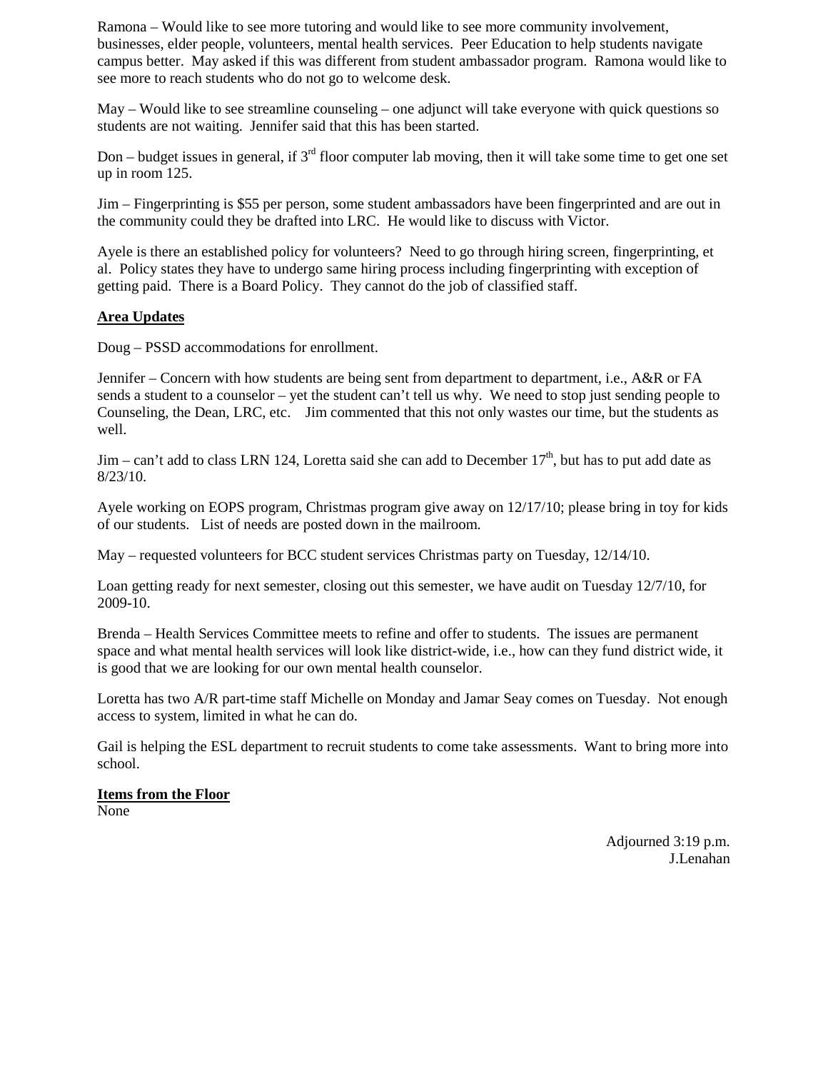Ramona – Would like to see more tutoring and would like to see more community involvement, businesses, elder people, volunteers, mental health services. Peer Education to help students navigate campus better. May asked if this was different from student ambassador program. Ramona would like to see more to reach students who do not go to welcome desk.

May – Would like to see streamline counseling – one adjunct will take everyone with quick questions so students are not waiting. Jennifer said that this has been started.

Don – budget issues in general, if 3rd floor computer lab moving, then it will take some time to get one set up in room 125.

Jim – Fingerprinting is $55 per person, some student ambassadors have been fingerprinted and are out in the community could they be drafted into LRC. He would like to discuss with Victor.

Ayele is there an established policy for volunteers? Need to go through hiring screen, fingerprinting, et al. Policy states they have to undergo same hiring process including fingerprinting with exception of getting paid. There is a Board Policy. They cannot do the job of classified staff.

**Area Updates**

Doug – PSSD accommodations for enrollment.

Jennifer – Concern with how students are being sent from department to department, i.e., A&R or FA sends a student to a counselor – yet the student can't tell us why. We need to stop just sending people to Counseling, the Dean, LRC, etc. Jim commented that this not only wastes our time, but the students as well.

Jim – can't add to class LRN 124, Loretta said she can add to December 17th, but has to put add date as 8/23/10.

Ayele working on EOPS program, Christmas program give away on 12/17/10; please bring in toy for kids of our students. List of needs are posted down in the mailroom.

May – requested volunteers for BCC student services Christmas party on Tuesday, 12/14/10.

Loan getting ready for next semester, closing out this semester, we have audit on Tuesday 12/7/10, for 2009-10.

Brenda – Health Services Committee meets to refine and offer to students. The issues are permanent space and what mental health services will look like district-wide, i.e., how can they fund district wide, it is good that we are looking for our own mental health counselor.

Loretta has two A/R part-time staff Michelle on Monday and Jamar Seay comes on Tuesday. Not enough access to system, limited in what he can do.

Gail is helping the ESL department to recruit students to come take assessments. Want to bring more into school.

**Items from the Floor**
None

Adjourned 3:19 p.m.
J.Lenahan